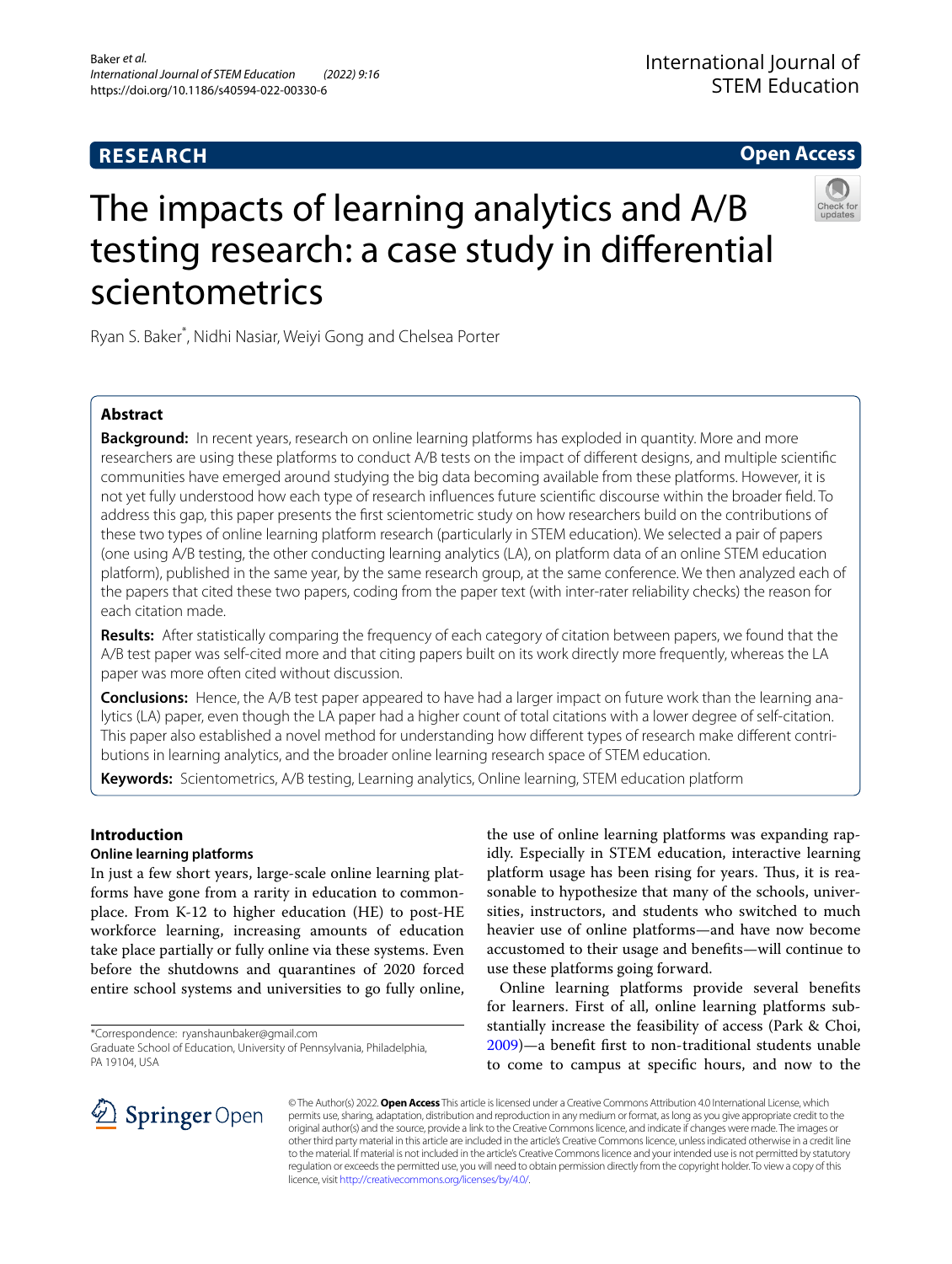**RESEARCH**

**Open Access**

# The impacts of learning analytics and A/B testing research: a case study in differential scientometrics

Ryan S. Baker*, Nidhi Nasiar, Weiyi Gong and Chelsea Porter

## Abstract

**Background:** In recent years, research on online learning platforms has exploded in quantity. More and more researchers are using these platforms to conduct A/B tests on the impact of different designs, and multiple scientific communities have emerged around studying the big data becoming available from these platforms. However, it is not yet fully understood how each type of research influences future scientific discourse within the broader field. To address this gap, this paper presents the first scientometric study on how researchers build on the contributions of these two types of online learning platform research (particularly in STEM education). We selected a pair of papers (one using A/B testing, the other conducting learning analytics (LA), on platform data of an online STEM education platform), published in the same year, by the same research group, at the same conference. We then analyzed each of the papers that cited these two papers, coding from the paper text (with inter-rater reliability checks) the reason for each citation made.

**Results:** After statistically comparing the frequency of each category of citation between papers, we found that the A/B test paper was self-cited more and that citing papers built on its work directly more frequently, whereas the LA paper was more often cited without discussion.

**Conclusions:** Hence, the A/B test paper appeared to have had a larger impact on future work than the learning analytics (LA) paper, even though the LA paper had a higher count of total citations with a lower degree of self-citation. This paper also established a novel method for understanding how different types of research make different contributions in learning analytics, and the broader online learning research space of STEM education.

**Keywords:** Scientometrics, A/B testing, Learning analytics, Online learning, STEM education platform

## Introduction

### Online learning platforms

In just a few short years, large-scale online learning platforms have gone from a rarity in education to commonplace. From K-12 to higher education (HE) to post-HE workforce learning, increasing amounts of education take place partially or fully online via these systems. Even before the shutdowns and quarantines of 2020 forced entire school systems and universities to go fully online, the use of online learning platforms was expanding rapidly. Especially in STEM education, interactive learning platform usage has been rising for years. Thus, it is reasonable to hypothesize that many of the schools, universities, instructors, and students who switched to much heavier use of online platforms—and have now become accustomed to their usage and benefits—will continue to use these platforms going forward.

Online learning platforms provide several benefits for learners. First of all, online learning platforms substantially increase the feasibility of access (Park & Choi, 2009)—a benefit first to non-traditional students unable to come to campus at specific hours, and now to the

*Correspondence: ryanshaunbaker@gmail.com
Graduate School of Education, University of Pennsylvania, Philadelphia, PA 19104, USA

© The Author(s) 2022. **Open Access** This article is licensed under a Creative Commons Attribution 4.0 International License, which permits use, sharing, adaptation, distribution and reproduction in any medium or format, as long as you give appropriate credit to the original author(s) and the source, provide a link to the Creative Commons licence, and indicate if changes were made. The images or other third party material in this article are included in the article's Creative Commons licence, unless indicated otherwise in a credit line to the material. If material is not included in the article's Creative Commons licence and your intended use is not permitted by statutory regulation or exceeds the permitted use, you will need to obtain permission directly from the copyright holder. To view a copy of this licence, visit http://creativecommons.org/licenses/by/4.0/.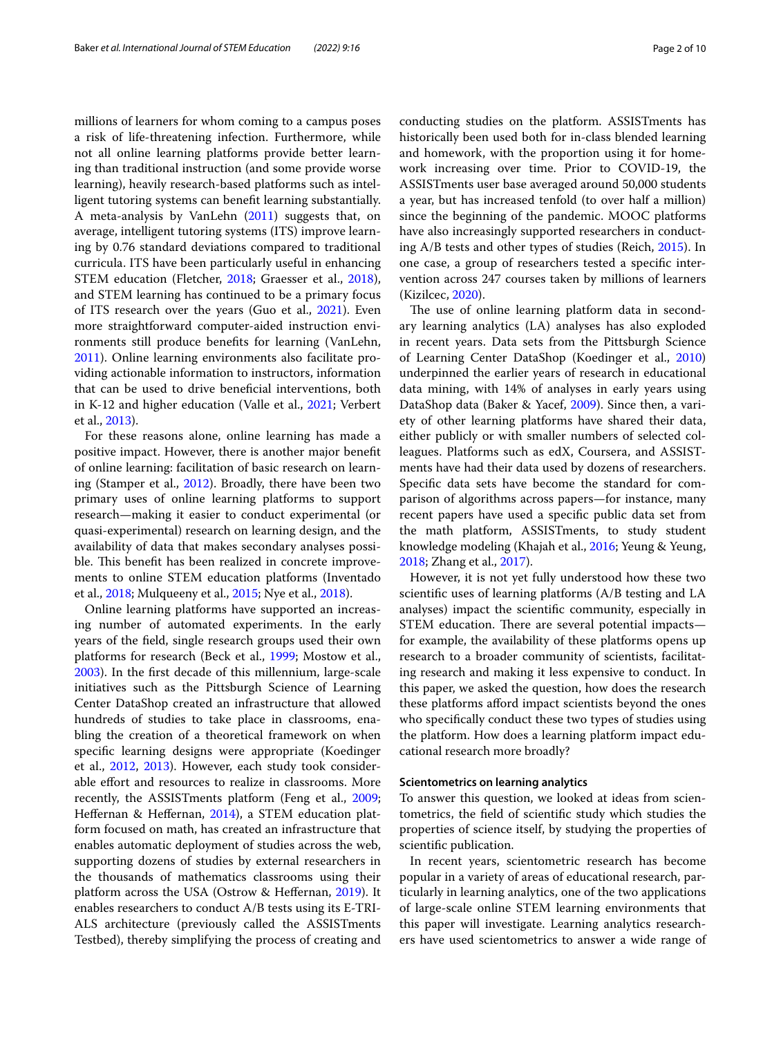millions of learners for whom coming to a campus poses a risk of life-threatening infection. Furthermore, while not all online learning platforms provide better learning than traditional instruction (and some provide worse learning), heavily research-based platforms such as intelligent tutoring systems can benefit learning substantially. A meta-analysis by VanLehn (2011) suggests that, on average, intelligent tutoring systems (ITS) improve learning by 0.76 standard deviations compared to traditional curricula. ITS have been particularly useful in enhancing STEM education (Fletcher, 2018; Graesser et al., 2018), and STEM learning has continued to be a primary focus of ITS research over the years (Guo et al., 2021). Even more straightforward computer-aided instruction environments still produce benefits for learning (VanLehn, 2011). Online learning environments also facilitate providing actionable information to instructors, information that can be used to drive beneficial interventions, both in K-12 and higher education (Valle et al., 2021; Verbert et al., 2013).

For these reasons alone, online learning has made a positive impact. However, there is another major benefit of online learning: facilitation of basic research on learning (Stamper et al., 2012). Broadly, there have been two primary uses of online learning platforms to support research—making it easier to conduct experimental (or quasi-experimental) research on learning design, and the availability of data that makes secondary analyses possible. This benefit has been realized in concrete improvements to online STEM education platforms (Inventado et al., 2018; Mulqueeny et al., 2015; Nye et al., 2018).

Online learning platforms have supported an increasing number of automated experiments. In the early years of the field, single research groups used their own platforms for research (Beck et al., 1999; Mostow et al., 2003). In the first decade of this millennium, large-scale initiatives such as the Pittsburgh Science of Learning Center DataShop created an infrastructure that allowed hundreds of studies to take place in classrooms, enabling the creation of a theoretical framework on when specific learning designs were appropriate (Koedinger et al., 2012, 2013). However, each study took considerable effort and resources to realize in classrooms. More recently, the ASSISTments platform (Feng et al., 2009; Heffernan & Heffernan, 2014), a STEM education platform focused on math, has created an infrastructure that enables automatic deployment of studies across the web, supporting dozens of studies by external researchers in the thousands of mathematics classrooms using their platform across the USA (Ostrow & Heffernan, 2019). It enables researchers to conduct A/B tests using its E-TRIALS architecture (previously called the ASSISTments Testbed), thereby simplifying the process of creating and conducting studies on the platform. ASSISTments has historically been used both for in-class blended learning and homework, with the proportion using it for homework increasing over time. Prior to COVID-19, the ASSISTments user base averaged around 50,000 students a year, but has increased tenfold (to over half a million) since the beginning of the pandemic. MOOC platforms have also increasingly supported researchers in conducting A/B tests and other types of studies (Reich, 2015). In one case, a group of researchers tested a specific intervention across 247 courses taken by millions of learners (Kizilcec, 2020).

The use of online learning platform data in secondary learning analytics (LA) analyses has also exploded in recent years. Data sets from the Pittsburgh Science of Learning Center DataShop (Koedinger et al., 2010) underpinned the earlier years of research in educational data mining, with 14% of analyses in early years using DataShop data (Baker & Yacef, 2009). Since then, a variety of other learning platforms have shared their data, either publicly or with smaller numbers of selected colleagues. Platforms such as edX, Coursera, and ASSISTments have had their data used by dozens of researchers. Specific data sets have become the standard for comparison of algorithms across papers—for instance, many recent papers have used a specific public data set from the math platform, ASSISTments, to study student knowledge modeling (Khajah et al., 2016; Yeung & Yeung, 2018; Zhang et al., 2017).

However, it is not yet fully understood how these two scientific uses of learning platforms (A/B testing and LA analyses) impact the scientific community, especially in STEM education. There are several potential impacts—for example, the availability of these platforms opens up research to a broader community of scientists, facilitating research and making it less expensive to conduct. In this paper, we asked the question, how does the research these platforms afford impact scientists beyond the ones who specifically conduct these two types of studies using the platform. How does a learning platform impact educational research more broadly?

### Scientometrics on learning analytics

To answer this question, we looked at ideas from scientometrics, the field of scientific study which studies the properties of science itself, by studying the properties of scientific publication.

In recent years, scientometric research has become popular in a variety of areas of educational research, particularly in learning analytics, one of the two applications of large-scale online STEM learning environments that this paper will investigate. Learning analytics researchers have used scientometrics to answer a wide range of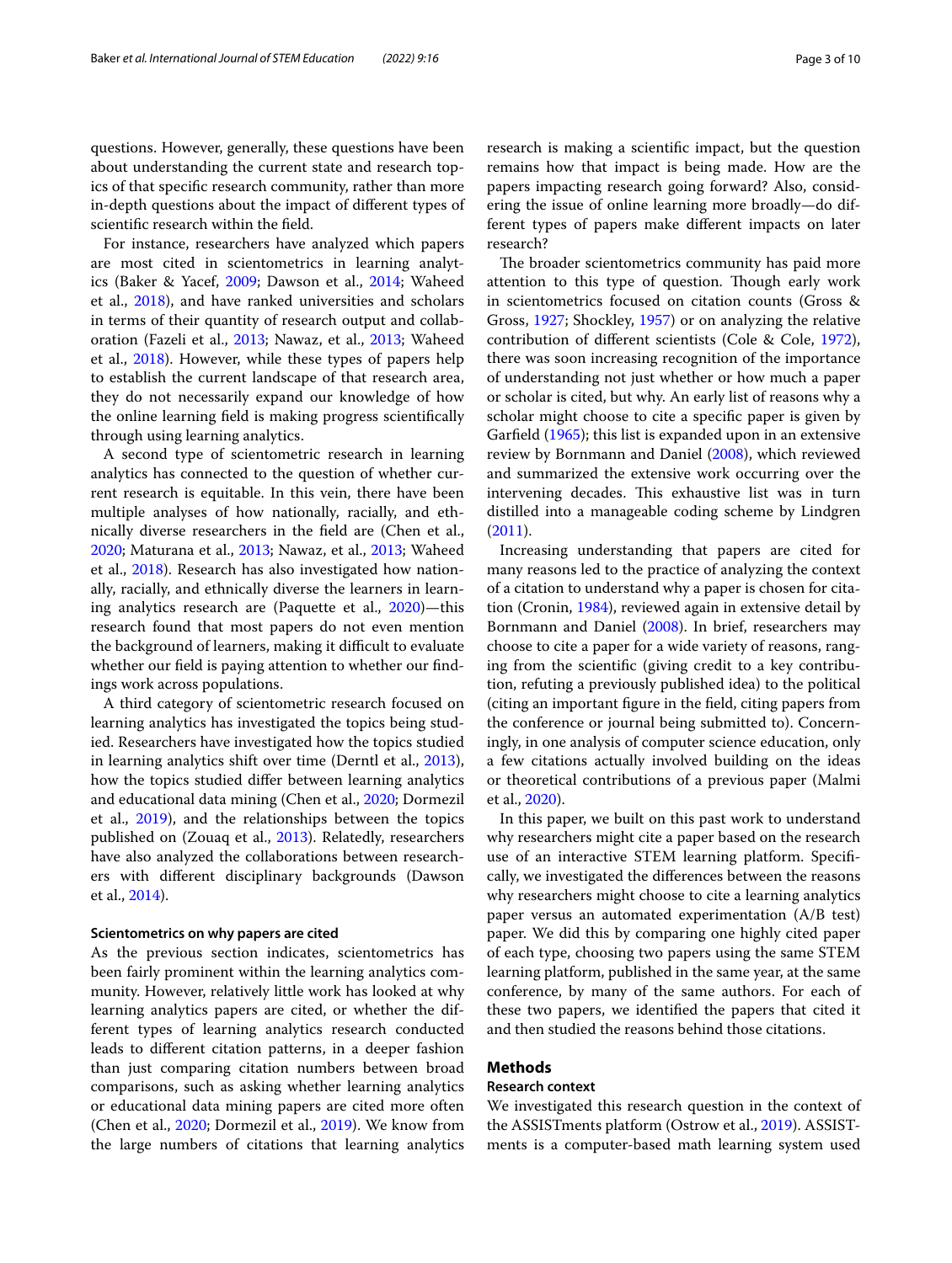questions. However, generally, these questions have been about understanding the current state and research topics of that specific research community, rather than more in-depth questions about the impact of different types of scientific research within the field.

For instance, researchers have analyzed which papers are most cited in scientometrics in learning analytics (Baker & Yacef, 2009; Dawson et al., 2014; Waheed et al., 2018), and have ranked universities and scholars in terms of their quantity of research output and collaboration (Fazeli et al., 2013; Nawaz, et al., 2013; Waheed et al., 2018). However, while these types of papers help to establish the current landscape of that research area, they do not necessarily expand our knowledge of how the online learning field is making progress scientifically through using learning analytics.

A second type of scientometric research in learning analytics has connected to the question of whether current research is equitable. In this vein, there have been multiple analyses of how nationally, racially, and ethnically diverse researchers in the field are (Chen et al., 2020; Maturana et al., 2013; Nawaz, et al., 2013; Waheed et al., 2018). Research has also investigated how nationally, racially, and ethnically diverse the learners in learning analytics research are (Paquette et al., 2020)—this research found that most papers do not even mention the background of learners, making it difficult to evaluate whether our field is paying attention to whether our findings work across populations.

A third category of scientometric research focused on learning analytics has investigated the topics being studied. Researchers have investigated how the topics studied in learning analytics shift over time (Derntl et al., 2013), how the topics studied differ between learning analytics and educational data mining (Chen et al., 2020; Dormezil et al., 2019), and the relationships between the topics published on (Zouaq et al., 2013). Relatedly, researchers have also analyzed the collaborations between researchers with different disciplinary backgrounds (Dawson et al., 2014).

#### Scientometrics on why papers are cited

As the previous section indicates, scientometrics has been fairly prominent within the learning analytics community. However, relatively little work has looked at why learning analytics papers are cited, or whether the different types of learning analytics research conducted leads to different citation patterns, in a deeper fashion than just comparing citation numbers between broad comparisons, such as asking whether learning analytics or educational data mining papers are cited more often (Chen et al., 2020; Dormezil et al., 2019). We know from the large numbers of citations that learning analytics research is making a scientific impact, but the question remains how that impact is being made. How are the papers impacting research going forward? Also, considering the issue of online learning more broadly—do different types of papers make different impacts on later research?

The broader scientometrics community has paid more attention to this type of question. Though early work in scientometrics focused on citation counts (Gross & Gross, 1927; Shockley, 1957) or on analyzing the relative contribution of different scientists (Cole & Cole, 1972), there was soon increasing recognition of the importance of understanding not just whether or how much a paper or scholar is cited, but why. An early list of reasons why a scholar might choose to cite a specific paper is given by Garfield (1965); this list is expanded upon in an extensive review by Bornmann and Daniel (2008), which reviewed and summarized the extensive work occurring over the intervening decades. This exhaustive list was in turn distilled into a manageable coding scheme by Lindgren (2011).

Increasing understanding that papers are cited for many reasons led to the practice of analyzing the context of a citation to understand why a paper is chosen for citation (Cronin, 1984), reviewed again in extensive detail by Bornmann and Daniel (2008). In brief, researchers may choose to cite a paper for a wide variety of reasons, ranging from the scientific (giving credit to a key contribution, refuting a previously published idea) to the political (citing an important figure in the field, citing papers from the conference or journal being submitted to). Concerningly, in one analysis of computer science education, only a few citations actually involved building on the ideas or theoretical contributions of a previous paper (Malmi et al., 2020).

In this paper, we built on this past work to understand why researchers might cite a paper based on the research use of an interactive STEM learning platform. Specifically, we investigated the differences between the reasons why researchers might choose to cite a learning analytics paper versus an automated experimentation (A/B test) paper. We did this by comparing one highly cited paper of each type, choosing two papers using the same STEM learning platform, published in the same year, at the same conference, by many of the same authors. For each of these two papers, we identified the papers that cited it and then studied the reasons behind those citations.

## Methods

#### Research context

We investigated this research question in the context of the ASSISTments platform (Ostrow et al., 2019). ASSISTments is a computer-based math learning system used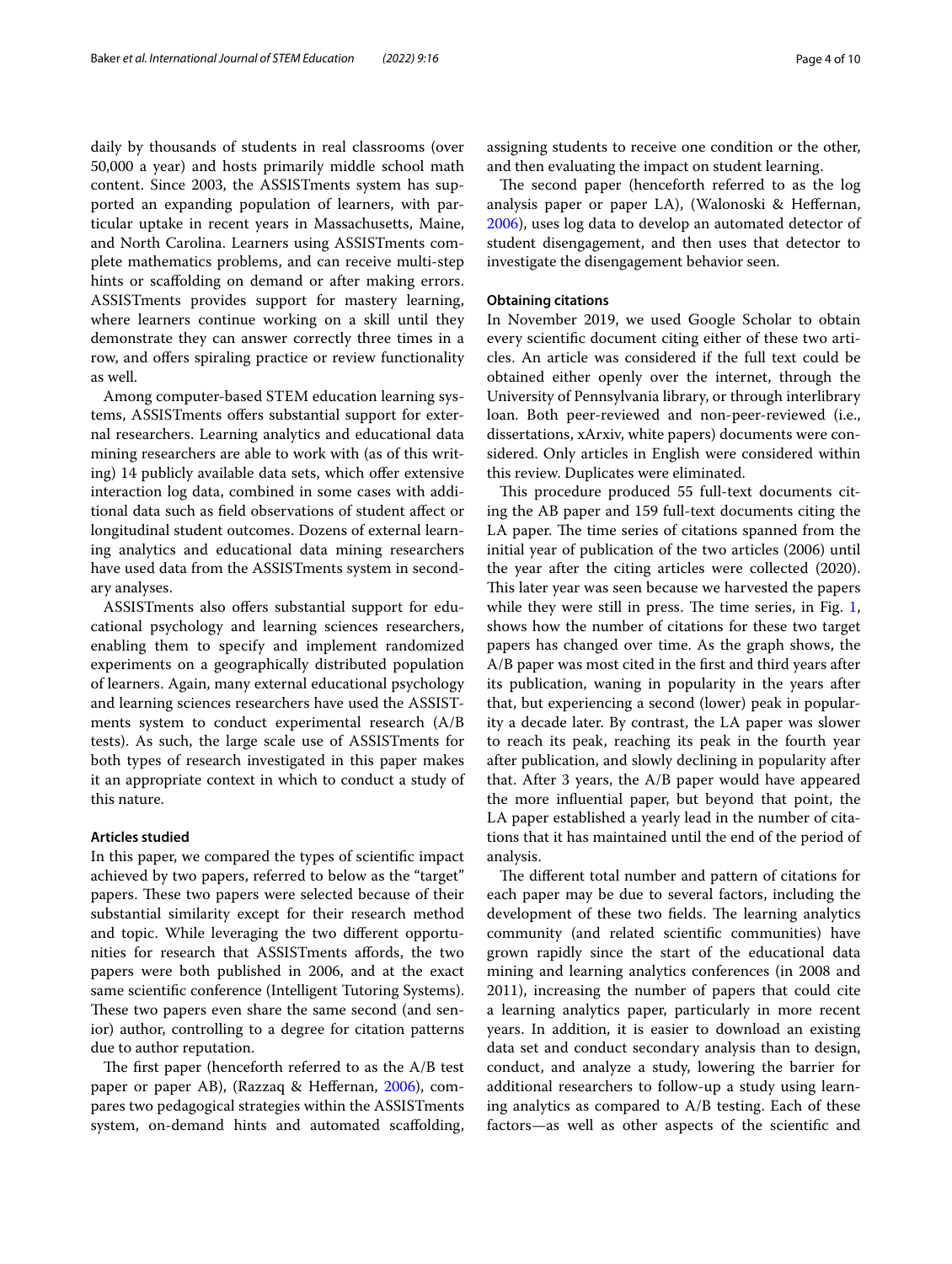daily by thousands of students in real classrooms (over 50,000 a year) and hosts primarily middle school math content. Since 2003, the ASSISTments system has supported an expanding population of learners, with particular uptake in recent years in Massachusetts, Maine, and North Carolina. Learners using ASSISTments complete mathematics problems, and can receive multi-step hints or scaffolding on demand or after making errors. ASSISTments provides support for mastery learning, where learners continue working on a skill until they demonstrate they can answer correctly three times in a row, and offers spiraling practice or review functionality as well.

Among computer-based STEM education learning systems, ASSISTments offers substantial support for external researchers. Learning analytics and educational data mining researchers are able to work with (as of this writing) 14 publicly available data sets, which offer extensive interaction log data, combined in some cases with additional data such as field observations of student affect or longitudinal student outcomes. Dozens of external learning analytics and educational data mining researchers have used data from the ASSISTments system in secondary analyses.

ASSISTments also offers substantial support for educational psychology and learning sciences researchers, enabling them to specify and implement randomized experiments on a geographically distributed population of learners. Again, many external educational psychology and learning sciences researchers have used the ASSISTments system to conduct experimental research (A/B tests). As such, the large scale use of ASSISTments for both types of research investigated in this paper makes it an appropriate context in which to conduct a study of this nature.

### Articles studied

In this paper, we compared the types of scientific impact achieved by two papers, referred to below as the "target" papers. These two papers were selected because of their substantial similarity except for their research method and topic. While leveraging the two different opportunities for research that ASSISTments affords, the two papers were both published in 2006, and at the exact same scientific conference (Intelligent Tutoring Systems). These two papers even share the same second (and senior) author, controlling to a degree for citation patterns due to author reputation.

The first paper (henceforth referred to as the A/B test paper or paper AB), (Razzaq & Heffernan, 2006), compares two pedagogical strategies within the ASSISTments system, on-demand hints and automated scaffolding, assigning students to receive one condition or the other, and then evaluating the impact on student learning.

The second paper (henceforth referred to as the log analysis paper or paper LA), (Walonoski & Heffernan, 2006), uses log data to develop an automated detector of student disengagement, and then uses that detector to investigate the disengagement behavior seen.

### Obtaining citations

In November 2019, we used Google Scholar to obtain every scientific document citing either of these two articles. An article was considered if the full text could be obtained either openly over the internet, through the University of Pennsylvania library, or through interlibrary loan. Both peer-reviewed and non-peer-reviewed (i.e., dissertations, xArxiv, white papers) documents were considered. Only articles in English were considered within this review. Duplicates were eliminated.

This procedure produced 55 full-text documents citing the AB paper and 159 full-text documents citing the LA paper. The time series of citations spanned from the initial year of publication of the two articles (2006) until the year after the citing articles were collected (2020). This later year was seen because we harvested the papers while they were still in press. The time series, in Fig. 1, shows how the number of citations for these two target papers has changed over time. As the graph shows, the A/B paper was most cited in the first and third years after its publication, waning in popularity in the years after that, but experiencing a second (lower) peak in popularity a decade later. By contrast, the LA paper was slower to reach its peak, reaching its peak in the fourth year after publication, and slowly declining in popularity after that. After 3 years, the A/B paper would have appeared the more influential paper, but beyond that point, the LA paper established a yearly lead in the number of citations that it has maintained until the end of the period of analysis.

The different total number and pattern of citations for each paper may be due to several factors, including the development of these two fields. The learning analytics community (and related scientific communities) have grown rapidly since the start of the educational data mining and learning analytics conferences (in 2008 and 2011), increasing the number of papers that could cite a learning analytics paper, particularly in more recent years. In addition, it is easier to download an existing data set and conduct secondary analysis than to design, conduct, and analyze a study, lowering the barrier for additional researchers to follow-up a study using learning analytics as compared to A/B testing. Each of these factors—as well as other aspects of the scientific and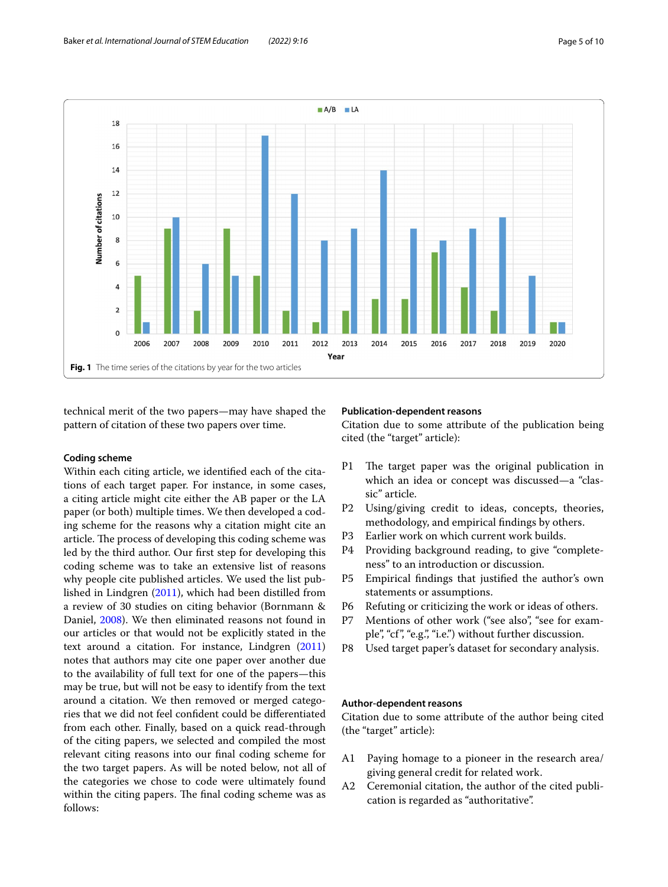Fig. 1 The time series of the citations by year for the two articles

technical merit of the two papers—may have shaped the pattern of citation of these two papers over time.

### Coding scheme

Within each citing article, we identified each of the citations of each target paper. For instance, in some cases, a citing article might cite either the AB paper or the LA paper (or both) multiple times. We then developed a coding scheme for the reasons why a citation might cite an article. The process of developing this coding scheme was led by the third author. Our first step for developing this coding scheme was to take an extensive list of reasons why people cite published articles. We used the list published in Lindgren (2011), which had been distilled from a review of 30 studies on citing behavior (Bornmann & Daniel, 2008). We then eliminated reasons not found in our articles or that would not be explicitly stated in the text around a citation. For instance, Lindgren (2011) notes that authors may cite one paper over another due to the availability of full text for one of the papers—this may be true, but will not be easy to identify from the text around a citation. We then removed or merged categories that we did not feel confident could be differentiated from each other. Finally, based on a quick read-through of the citing papers, we selected and compiled the most relevant citing reasons into our final coding scheme for the two target papers. As will be noted below, not all of the categories we chose to code were ultimately found within the citing papers. The final coding scheme was as follows:

### Publication-dependent reasons

Citation due to some attribute of the publication being cited (the "target" article):

- P1 The target paper was the original publication in which an idea or concept was discussed—a "classic" article.
- P2 Using/giving credit to ideas, concepts, theories, methodology, and empirical findings by others.
- P3 Earlier work on which current work builds.
- P4 Providing background reading, to give "completeness" to an introduction or discussion.
- P5 Empirical findings that justified the author's own statements or assumptions.
- P6 Refuting or criticizing the work or ideas of others.
- P7 Mentions of other work ("see also", "see for example", "cf", "e.g.", "i.e.") without further discussion.
- P8 Used target paper's dataset for secondary analysis.

### Author-dependent reasons

Citation due to some attribute of the author being cited (the "target" article):

- A1 Paying homage to a pioneer in the research area/giving general credit for related work.
- A2 Ceremonial citation, the author of the cited publication is regarded as "authoritative".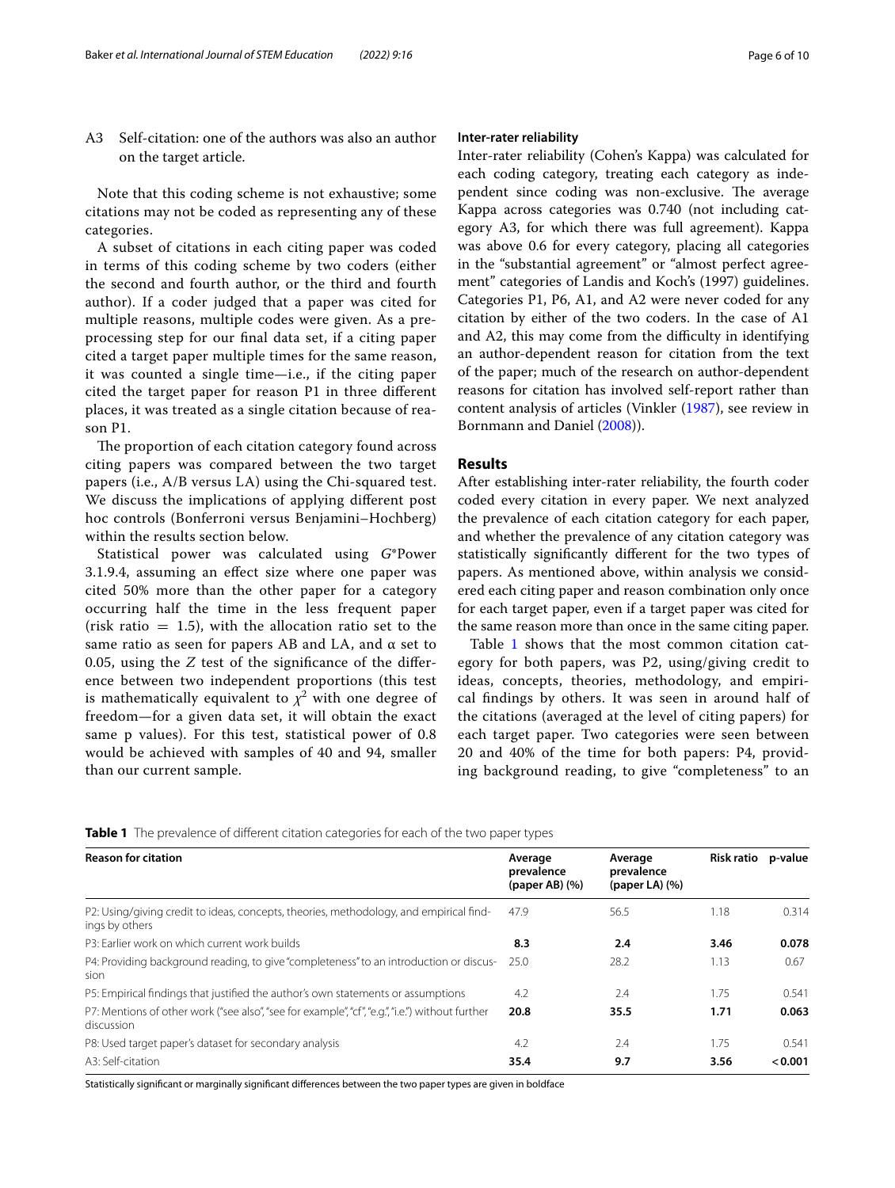A3 Self-citation: one of the authors was also an author on the target article.

Note that this coding scheme is not exhaustive; some citations may not be coded as representing any of these categories.

A subset of citations in each citing paper was coded in terms of this coding scheme by two coders (either the second and fourth author, or the third and fourth author). If a coder judged that a paper was cited for multiple reasons, multiple codes were given. As a preprocessing step for our final data set, if a citing paper cited a target paper multiple times for the same reason, it was counted a single time—i.e., if the citing paper cited the target paper for reason P1 in three different places, it was treated as a single citation because of reason P1.

The proportion of each citation category found across citing papers was compared between the two target papers (i.e., A/B versus LA) using the Chi-squared test. We discuss the implications of applying different post hoc controls (Bonferroni versus Benjamini–Hochberg) within the results section below.

Statistical power was calculated using *G*\*Power 3.1.9.4, assuming an effect size where one paper was cited 50% more than the other paper for a category occurring half the time in the less frequent paper (risk ratio = 1.5), with the allocation ratio set to the same ratio as seen for papers AB and LA, and α set to 0.05, using the $Z$ test of the significance of the difference between two independent proportions (this test is mathematically equivalent to $\chi^2$ with one degree of freedom—for a given data set, it will obtain the exact same p values). For this test, statistical power of 0.8 would be achieved with samples of 40 and 94, smaller than our current sample.

#### Inter-rater reliability

Inter-rater reliability (Cohen's Kappa) was calculated for each coding category, treating each category as independent since coding was non-exclusive. The average Kappa across categories was 0.740 (not including category A3, for which there was full agreement). Kappa was above 0.6 for every category, placing all categories in the "substantial agreement" or "almost perfect agreement" categories of Landis and Koch's (1997) guidelines. Categories P1, P6, A1, and A2 were never coded for any citation by either of the two coders. In the case of A1 and A2, this may come from the difficulty in identifying an author-dependent reason for citation from the text of the paper; much of the research on author-dependent reasons for citation has involved self-report rather than content analysis of articles (Vinkler (1987), see review in Bornmann and Daniel (2008)).

## Results

After establishing inter-rater reliability, the fourth coder coded every citation in every paper. We next analyzed the prevalence of each citation category for each paper, and whether the prevalence of any citation category was statistically significantly different for the two types of papers. As mentioned above, within analysis we considered each citing paper and reason combination only once for each target paper, even if a target paper was cited for the same reason more than once in the same citing paper.

Table 1 shows that the most common citation category for both papers, was P2, using/giving credit to ideas, concepts, theories, methodology, and empirical findings by others. It was seen in around half of the citations (averaged at the level of citing papers) for each target paper. Two categories were seen between 20 and 40% of the time for both papers: P4, providing background reading, to give "completeness" to an

**Table 1** The prevalence of different citation categories for each of the two paper types

| Reason for citation | Average prevalence (paper AB) (%) | Average prevalence (paper LA) (%) | Risk ratio | p-value |
|---|---|---|---|---|
| P2: Using/giving credit to ideas, concepts, theories, methodology, and empirical findings by others | 47.9 | 56.5 | 1.18 | 0.314 |
| P3: Earlier work on which current work builds | **8.3** | **2.4** | **3.46** | **0.078** |
| P4: Providing background reading, to give "completeness" to an introduction or discussion | 25.0 | 28.2 | 1.13 | 0.67 |
| P5: Empirical findings that justified the author's own statements or assumptions | 4.2 | 2.4 | 1.75 | 0.541 |
| P7: Mentions of other work ("see also", "see for example", "cf", "e.g.", "i.e.") without further discussion | **20.8** | **35.5** | **1.71** | **0.063** |
| P8: Used target paper's dataset for secondary analysis | 4.2 | 2.4 | 1.75 | 0.541 |
| A3: Self-citation | **35.4** | **9.7** | **3.56** | **< 0.001** |

Statistically significant or marginally significant differences between the two paper types are given in boldface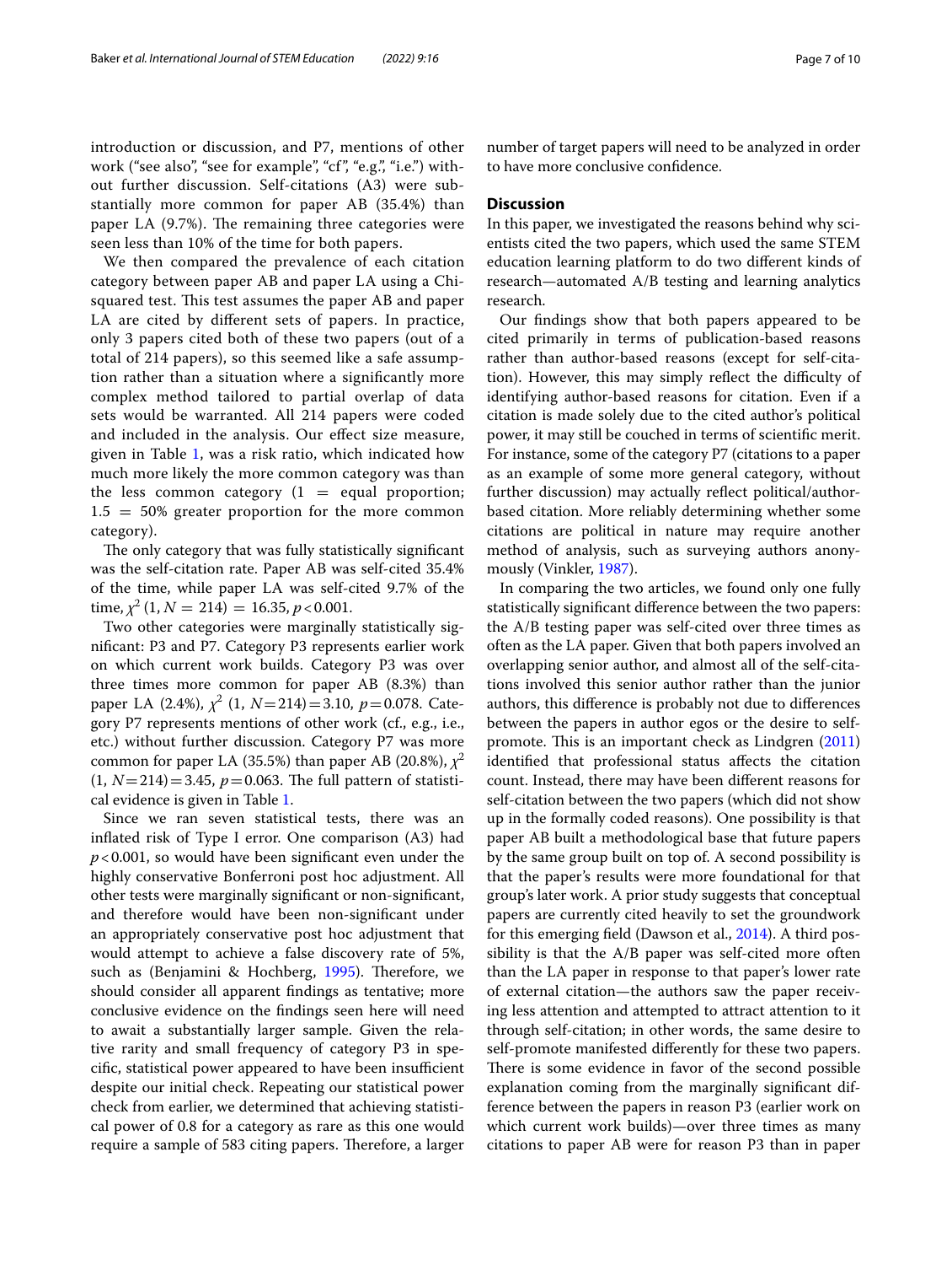introduction or discussion, and P7, mentions of other work ("see also", "see for example", "cf", "e.g.", "i.e.") without further discussion. Self-citations (A3) were substantially more common for paper AB (35.4%) than paper LA (9.7%). The remaining three categories were seen less than 10% of the time for both papers.

We then compared the prevalence of each citation category between paper AB and paper LA using a Chi-squared test. This test assumes the paper AB and paper LA are cited by different sets of papers. In practice, only 3 papers cited both of these two papers (out of a total of 214 papers), so this seemed like a safe assumption rather than a situation where a significantly more complex method tailored to partial overlap of data sets would be warranted. All 214 papers were coded and included in the analysis. Our effect size measure, given in Table 1, was a risk ratio, which indicated how much more likely the more common category was than the less common category (1 = equal proportion; 1.5 = 50% greater proportion for the more common category).

The only category that was fully statistically significant was the self-citation rate. Paper AB was self-cited 35.4% of the time, while paper LA was self-cited 9.7% of the time, $\chi^2$ (1, $N$ = 214) = 16.35, $p<0.001$.

Two other categories were marginally statistically significant: P3 and P7. Category P3 represents earlier work on which current work builds. Category P3 was over three times more common for paper AB (8.3%) than paper LA (2.4%), $\chi^2$ (1, $N$=214)=3.10, $p$=0.078. Category P7 represents mentions of other work (cf., e.g., i.e., etc.) without further discussion. Category P7 was more common for paper LA (35.5%) than paper AB (20.8%), $\chi^2$ (1, $N$=214)=3.45, $p$=0.063. The full pattern of statistical evidence is given in Table 1.

Since we ran seven statistical tests, there was an inflated risk of Type I error. One comparison (A3) had $p<0.001$, so would have been significant even under the highly conservative Bonferroni post hoc adjustment. All other tests were marginally significant or non-significant, and therefore would have been non-significant under an appropriately conservative post hoc adjustment that would attempt to achieve a false discovery rate of 5%, such as (Benjamini & Hochberg, 1995). Therefore, we should consider all apparent findings as tentative; more conclusive evidence on the findings seen here will need to await a substantially larger sample. Given the relative rarity and small frequency of category P3 in specific, statistical power appeared to have been insufficient despite our initial check. Repeating our statistical power check from earlier, we determined that achieving statistical power of 0.8 for a category as rare as this one would require a sample of 583 citing papers. Therefore, a larger number of target papers will need to be analyzed in order to have more conclusive confidence.

## Discussion

In this paper, we investigated the reasons behind why scientists cited the two papers, which used the same STEM education learning platform to do two different kinds of research—automated A/B testing and learning analytics research.

Our findings show that both papers appeared to be cited primarily in terms of publication-based reasons rather than author-based reasons (except for self-citation). However, this may simply reflect the difficulty of identifying author-based reasons for citation. Even if a citation is made solely due to the cited author's political power, it may still be couched in terms of scientific merit. For instance, some of the category P7 (citations to a paper as an example of some more general category, without further discussion) may actually reflect political/author-based citation. More reliably determining whether some citations are political in nature may require another method of analysis, such as surveying authors anonymously (Vinkler, 1987).

In comparing the two articles, we found only one fully statistically significant difference between the two papers: the A/B testing paper was self-cited over three times as often as the LA paper. Given that both papers involved an overlapping senior author, and almost all of the self-citations involved this senior author rather than the junior authors, this difference is probably not due to differences between the papers in author egos or the desire to self-promote. This is an important check as Lindgren (2011) identified that professional status affects the citation count. Instead, there may have been different reasons for self-citation between the two papers (which did not show up in the formally coded reasons). One possibility is that paper AB built a methodological base that future papers by the same group built on top of. A second possibility is that the paper's results were more foundational for that group's later work. A prior study suggests that conceptual papers are currently cited heavily to set the groundwork for this emerging field (Dawson et al., 2014). A third possibility is that the A/B paper was self-cited more often than the LA paper in response to that paper's lower rate of external citation—the authors saw the paper receiving less attention and attempted to attract attention to it through self-citation; in other words, the same desire to self-promote manifested differently for these two papers. There is some evidence in favor of the second possible explanation coming from the marginally significant difference between the papers in reason P3 (earlier work on which current work builds)—over three times as many citations to paper AB were for reason P3 than in paper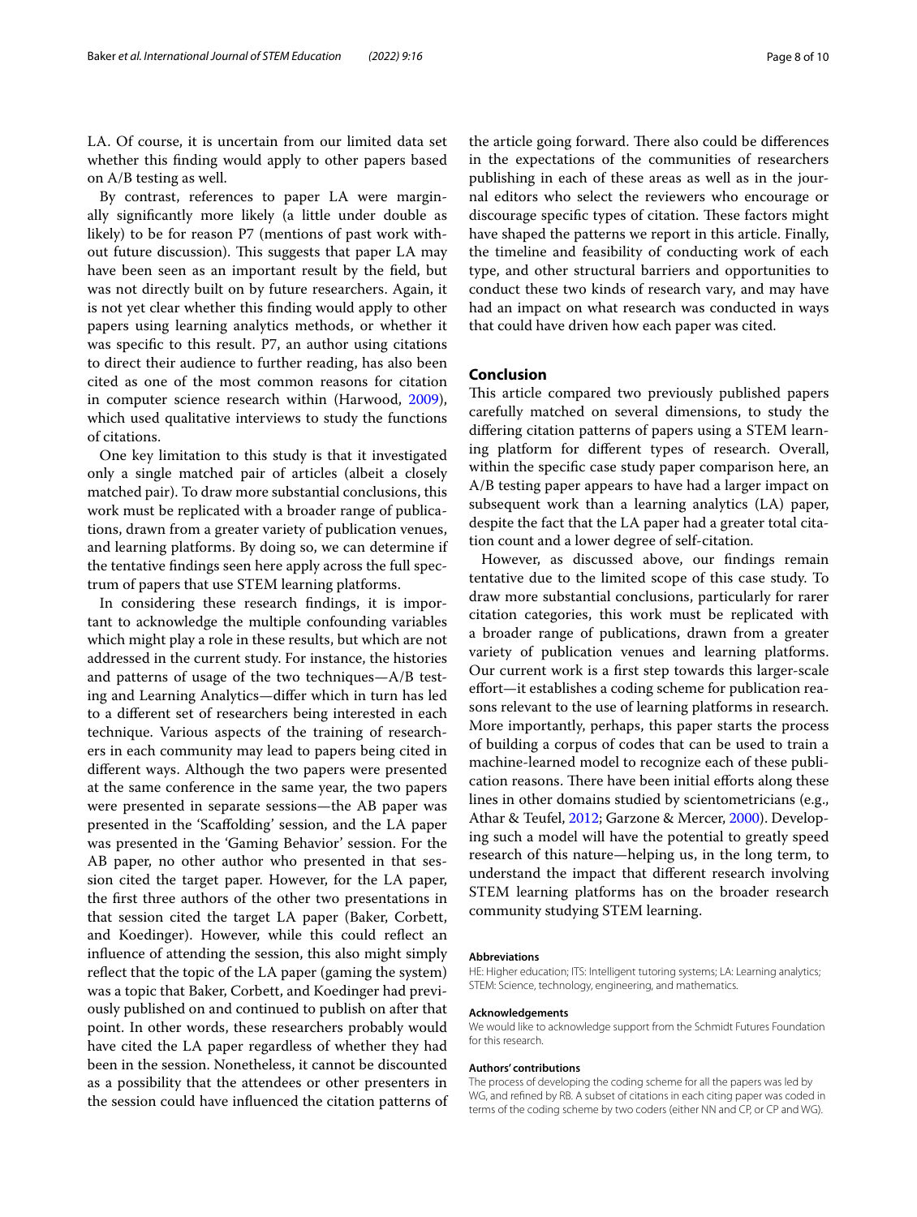LA. Of course, it is uncertain from our limited data set whether this finding would apply to other papers based on A/B testing as well.

By contrast, references to paper LA were marginally significantly more likely (a little under double as likely) to be for reason P7 (mentions of past work without future discussion). This suggests that paper LA may have been seen as an important result by the field, but was not directly built on by future researchers. Again, it is not yet clear whether this finding would apply to other papers using learning analytics methods, or whether it was specific to this result. P7, an author using citations to direct their audience to further reading, has also been cited as one of the most common reasons for citation in computer science research within (Harwood, 2009), which used qualitative interviews to study the functions of citations.

One key limitation to this study is that it investigated only a single matched pair of articles (albeit a closely matched pair). To draw more substantial conclusions, this work must be replicated with a broader range of publications, drawn from a greater variety of publication venues, and learning platforms. By doing so, we can determine if the tentative findings seen here apply across the full spectrum of papers that use STEM learning platforms.

In considering these research findings, it is important to acknowledge the multiple confounding variables which might play a role in these results, but which are not addressed in the current study. For instance, the histories and patterns of usage of the two techniques—A/B testing and Learning Analytics—differ which in turn has led to a different set of researchers being interested in each technique. Various aspects of the training of researchers in each community may lead to papers being cited in different ways. Although the two papers were presented at the same conference in the same year, the two papers were presented in separate sessions—the AB paper was presented in the 'Scaffolding' session, and the LA paper was presented in the 'Gaming Behavior' session. For the AB paper, no other author who presented in that session cited the target paper. However, for the LA paper, the first three authors of the other two presentations in that session cited the target LA paper (Baker, Corbett, and Koedinger). However, while this could reflect an influence of attending the session, this also might simply reflect that the topic of the LA paper (gaming the system) was a topic that Baker, Corbett, and Koedinger had previously published on and continued to publish on after that point. In other words, these researchers probably would have cited the LA paper regardless of whether they had been in the session. Nonetheless, it cannot be discounted as a possibility that the attendees or other presenters in the session could have influenced the citation patterns of the article going forward. There also could be differences in the expectations of the communities of researchers publishing in each of these areas as well as in the journal editors who select the reviewers who encourage or discourage specific types of citation. These factors might have shaped the patterns we report in this article. Finally, the timeline and feasibility of conducting work of each type, and other structural barriers and opportunities to conduct these two kinds of research vary, and may have had an impact on what research was conducted in ways that could have driven how each paper was cited.

## Conclusion

This article compared two previously published papers carefully matched on several dimensions, to study the differing citation patterns of papers using a STEM learning platform for different types of research. Overall, within the specific case study paper comparison here, an A/B testing paper appears to have had a larger impact on subsequent work than a learning analytics (LA) paper, despite the fact that the LA paper had a greater total citation count and a lower degree of self-citation.

However, as discussed above, our findings remain tentative due to the limited scope of this case study. To draw more substantial conclusions, particularly for rarer citation categories, this work must be replicated with a broader range of publications, drawn from a greater variety of publication venues and learning platforms. Our current work is a first step towards this larger-scale effort—it establishes a coding scheme for publication reasons relevant to the use of learning platforms in research. More importantly, perhaps, this paper starts the process of building a corpus of codes that can be used to train a machine-learned model to recognize each of these publication reasons. There have been initial efforts along these lines in other domains studied by scientometricians (e.g., Athar & Teufel, 2012; Garzone & Mercer, 2000). Developing such a model will have the potential to greatly speed research of this nature—helping us, in the long term, to understand the impact that different research involving STEM learning platforms has on the broader research community studying STEM learning.

#### Abbreviations

HE: Higher education; ITS: Intelligent tutoring systems; LA: Learning analytics; STEM: Science, technology, engineering, and mathematics.

#### Acknowledgements

We would like to acknowledge support from the Schmidt Futures Foundation for this research.

#### Authors' contributions

The process of developing the coding scheme for all the papers was led by WG, and refined by RB. A subset of citations in each citing paper was coded in terms of the coding scheme by two coders (either NN and CP, or CP and WG).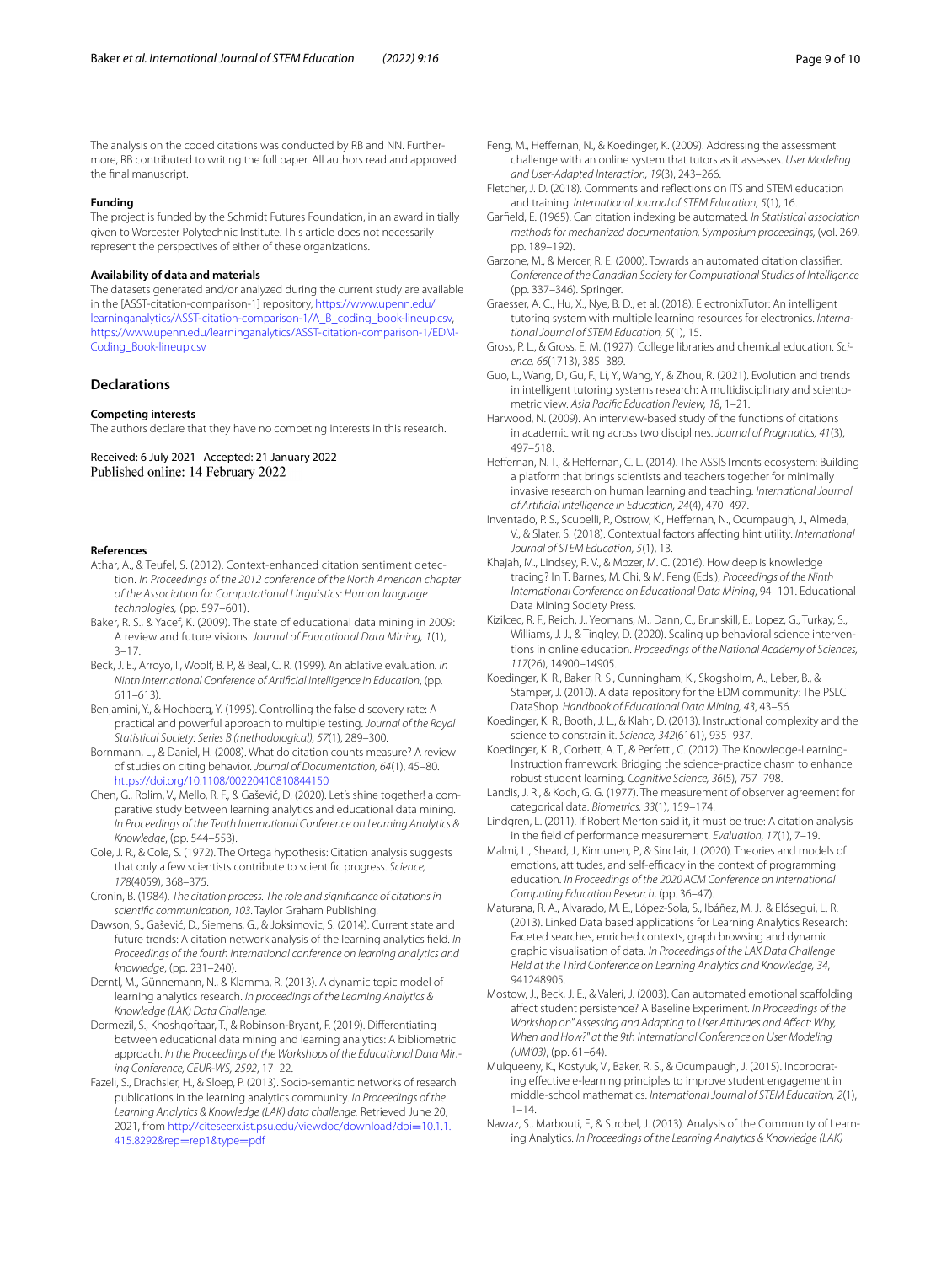The analysis on the coded citations was conducted by RB and NN. Furthermore, RB contributed to writing the full paper. All authors read and approved the final manuscript.

#### Funding

The project is funded by the Schmidt Futures Foundation, in an award initially given to Worcester Polytechnic Institute. This article does not necessarily represent the perspectives of either of these organizations.

#### Availability of data and materials

The datasets generated and/or analyzed during the current study are available in the [ASST-citation-comparison-1] repository, https://www.upenn.edu/learninganalytics/ASST-citation-comparison-1/A_B_coding_book-lineup.csv, https://www.upenn.edu/learninganalytics/ASST-citation-comparison-1/EDM-Coding_Book-lineup.csv

## Declarations

#### Competing interests

The authors declare that they have no competing interests in this research.

Received: 6 July 2021 Accepted: 21 January 2022
Published online: 14 February 2022

#### References

Athar, A., & Teufel, S. (2012). Context-enhanced citation sentiment detection. *In Proceedings of the 2012 conference of the North American chapter of the Association for Computational Linguistics: Human language technologies,* (pp. 597–601).

Baker, R. S., & Yacef, K. (2009). The state of educational data mining in 2009: A review and future visions. *Journal of Educational Data Mining, 1*(1), 3–17.

Beck, J. E., Arroyo, I., Woolf, B. P., & Beal, C. R. (1999). An ablative evaluation. *In Ninth International Conference of Artificial Intelligence in Education*, (pp. 611–613).

Benjamini, Y., & Hochberg, Y. (1995). Controlling the false discovery rate: A practical and powerful approach to multiple testing. *Journal of the Royal Statistical Society: Series B (methodological), 57*(1), 289–300.

Bornmann, L., & Daniel, H. (2008). What do citation counts measure? A review of studies on citing behavior. *Journal of Documentation, 64*(1), 45–80. https://doi.org/10.1108/00220410810844150

Chen, G., Rolim, V., Mello, R. F., & Gašević, D. (2020). Let's shine together! a comparative study between learning analytics and educational data mining. *In Proceedings of the Tenth International Conference on Learning Analytics & Knowledge*, (pp. 544–553).

Cole, J. R., & Cole, S. (1972). The Ortega hypothesis: Citation analysis suggests that only a few scientists contribute to scientific progress. *Science, 178*(4059), 368–375.

Cronin, B. (1984). *The citation process. The role and significance of citations in scientific communication, 103*. Taylor Graham Publishing.

Dawson, S., Gašević, D., Siemens, G., & Joksimovic, S. (2014). Current state and future trends: A citation network analysis of the learning analytics field. *In Proceedings of the fourth international conference on learning analytics and knowledge*, (pp. 231–240).

Derntl, M., Günnemann, N., & Klamma, R. (2013). A dynamic topic model of learning analytics research. *In proceedings of the Learning Analytics & Knowledge (LAK) Data Challenge.*

Dormezil, S., Khoshgoftaar, T., & Robinson-Bryant, F. (2019). Differentiating between educational data mining and learning analytics: A bibliometric approach. *In the Proceedings of the Workshops of the Educational Data Mining Conference, CEUR-WS, 2592*, 17–22.

Fazeli, S., Drachsler, H., & Sloep, P. (2013). Socio-semantic networks of research publications in the learning analytics community. *In Proceedings of the Learning Analytics & Knowledge (LAK) data challenge.* Retrieved June 20, 2021, from http://citeseerx.ist.psu.edu/viewdoc/download?doi=10.1.1.415.8292&rep=rep1&type=pdf

Feng, M., Heffernan, N., & Koedinger, K. (2009). Addressing the assessment challenge with an online system that tutors as it assesses. *User Modeling and User-Adapted Interaction, 19*(3), 243–266.

Fletcher, J. D. (2018). Comments and reflections on ITS and STEM education and training. *International Journal of STEM Education, 5*(1), 16.

Garfield, E. (1965). Can citation indexing be automated. *In Statistical association methods for mechanized documentation, Symposium proceedings,* (vol. 269, pp. 189–192).

Garzone, M., & Mercer, R. E. (2000). Towards an automated citation classifier. *Conference of the Canadian Society for Computational Studies of Intelligence* (pp. 337–346). Springer.

Graesser, A. C., Hu, X., Nye, B. D., et al. (2018). ElectronixTutor: An intelligent tutoring system with multiple learning resources for electronics. *International Journal of STEM Education, 5*(1), 15.

Gross, P. L., & Gross, E. M. (1927). College libraries and chemical education. *Science, 66*(1713), 385–389.

Guo, L., Wang, D., Gu, F., Li, Y., Wang, Y., & Zhou, R. (2021). Evolution and trends in intelligent tutoring systems research: A multidisciplinary and scientometric view. *Asia Pacific Education Review, 18*, 1–21.

Harwood, N. (2009). An interview-based study of the functions of citations in academic writing across two disciplines. *Journal of Pragmatics, 41*(3), 497–518.

Heffernan, N. T., & Heffernan, C. L. (2014). The ASSISTments ecosystem: Building a platform that brings scientists and teachers together for minimally invasive research on human learning and teaching. *International Journal of Artificial Intelligence in Education, 24*(4), 470–497.

Inventado, P. S., Scupelli, P., Ostrow, K., Heffernan, N., Ocumpaugh, J., Almeda, V., & Slater, S. (2018). Contextual factors affecting hint utility. *International Journal of STEM Education, 5*(1), 13.

Khajah, M., Lindsey, R. V., & Mozer, M. C. (2016). How deep is knowledge tracing? In T. Barnes, M. Chi, & M. Feng (Eds.), *Proceedings of the Ninth International Conference on Educational Data Mining*, 94–101. Educational Data Mining Society Press.

Kizilcec, R. F., Reich, J., Yeomans, M., Dann, C., Brunskill, E., Lopez, G., Turkay, S., Williams, J. J., & Tingley, D. (2020). Scaling up behavioral science interventions in online education. *Proceedings of the National Academy of Sciences, 117*(26), 14900–14905.

Koedinger, K. R., Baker, R. S., Cunningham, K., Skogsholm, A., Leber, B., & Stamper, J. (2010). A data repository for the EDM community: The PSLC DataShop. *Handbook of Educational Data Mining, 43*, 43–56.

Koedinger, K. R., Booth, J. L., & Klahr, D. (2013). Instructional complexity and the science to constrain it. *Science, 342*(6161), 935–937.

Koedinger, K. R., Corbett, A. T., & Perfetti, C. (2012). The Knowledge-Learning-Instruction framework: Bridging the science-practice chasm to enhance robust student learning. *Cognitive Science, 36*(5), 757–798.

Landis, J. R., & Koch, G. G. (1977). The measurement of observer agreement for categorical data. *Biometrics, 33*(1), 159–174.

Lindgren, L. (2011). If Robert Merton said it, it must be true: A citation analysis in the field of performance measurement. *Evaluation, 17*(1), 7–19.

Malmi, L., Sheard, J., Kinnunen, P., & Sinclair, J. (2020). Theories and models of emotions, attitudes, and self-efficacy in the context of programming education. *In Proceedings of the 2020 ACM Conference on International Computing Education Research*, (pp. 36–47).

Maturana, R. A., Alvarado, M. E., López-Sola, S., Ibáñez, M. J., & Elósegui, L. R. (2013). Linked Data based applications for Learning Analytics Research: Faceted searches, enriched contexts, graph browsing and dynamic graphic visualisation of data. *In Proceedings of the LAK Data Challenge Held at the Third Conference on Learning Analytics and Knowledge, 34*, 941248905.

Mostow, J., Beck, J. E., & Valeri, J. (2003). Can automated emotional scaffolding affect student persistence? A Baseline Experiment. *In Proceedings of the Workshop on" Assessing and Adapting to User Attitudes and Affect: Why, When and How?" at the 9th International Conference on User Modeling (UM'03)*, (pp. 61–64).

Mulqueeny, K., Kostyuk, V., Baker, R. S., & Ocumpaugh, J. (2015). Incorporating effective e-learning principles to improve student engagement in middle-school mathematics. *International Journal of STEM Education, 2*(1), 1–14.

Nawaz, S., Marbouti, F., & Strobel, J. (2013). Analysis of the Community of Learning Analytics. *In Proceedings of the Learning Analytics & Knowledge (LAK)*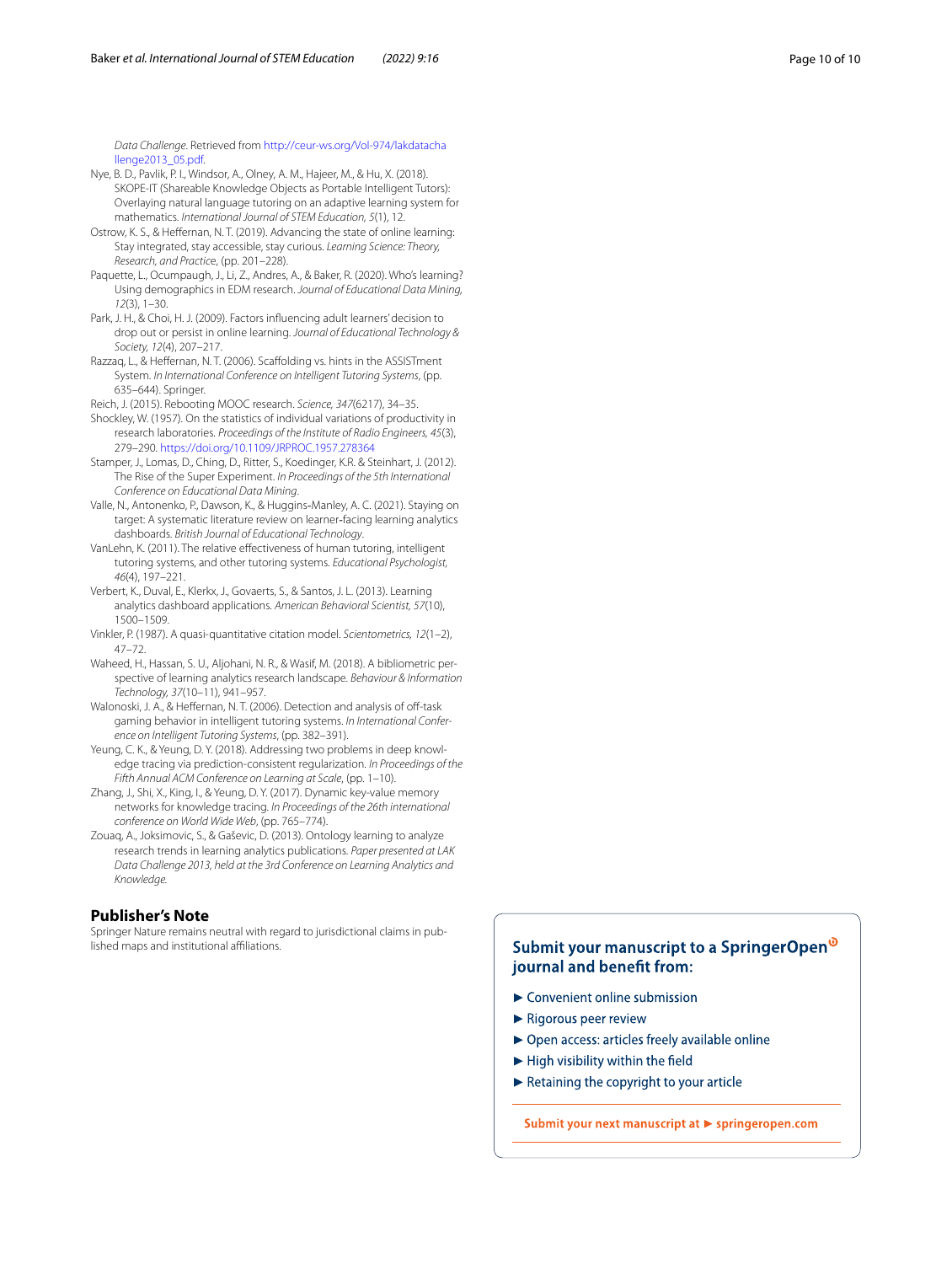*Data Challenge*. Retrieved from http://ceur-ws.org/Vol-974/lakdatachallenge2013_05.pdf.

Nye, B. D., Pavlik, P. I., Windsor, A., Olney, A. M., Hajeer, M., & Hu, X. (2018). SKOPE-IT (Shareable Knowledge Objects as Portable Intelligent Tutors): Overlaying natural language tutoring on an adaptive learning system for mathematics. *International Journal of STEM Education, 5*(1), 12.

Ostrow, K. S., & Heffernan, N. T. (2019). Advancing the state of online learning: Stay integrated, stay accessible, stay curious. *Learning Science: Theory, Research, and Practice*, (pp. 201–228).

Paquette, L., Ocumpaugh, J., Li, Z., Andres, A., & Baker, R. (2020). Who's learning? Using demographics in EDM research. *Journal of Educational Data Mining, 12*(3), 1–30.

Park, J. H., & Choi, H. J. (2009). Factors influencing adult learners' decision to drop out or persist in online learning. *Journal of Educational Technology & Society, 12*(4), 207–217.

Razzaq, L., & Heffernan, N. T. (2006). Scaffolding vs. hints in the ASSISTment System. *In International Conference on Intelligent Tutoring Systems*, (pp. 635–644). Springer.

Reich, J. (2015). Rebooting MOOC research. *Science, 347*(6217), 34–35.

Shockley, W. (1957). On the statistics of individual variations of productivity in research laboratories. *Proceedings of the Institute of Radio Engineers, 45*(3), 279–290. https://doi.org/10.1109/JRPROC.1957.278364

Stamper, J., Lomas, D., Ching, D., Ritter, S., Koedinger, K.R. & Steinhart, J. (2012). The Rise of the Super Experiment. *In Proceedings of the 5th International Conference on Educational Data Mining*.

Valle, N., Antonenko, P., Dawson, K., & Huggins-Manley, A. C. (2021). Staying on target: A systematic literature review on learner-facing learning analytics dashboards. *British Journal of Educational Technology*.

VanLehn, K. (2011). The relative effectiveness of human tutoring, intelligent tutoring systems, and other tutoring systems. *Educational Psychologist, 46*(4), 197–221.

Verbert, K., Duval, E., Klerkx, J., Govaerts, S., & Santos, J. L. (2013). Learning analytics dashboard applications. *American Behavioral Scientist, 57*(10), 1500–1509.

Vinkler, P. (1987). A quasi-quantitative citation model. *Scientometrics, 12*(1–2), 47–72.

Waheed, H., Hassan, S. U., Aljohani, N. R., & Wasif, M. (2018). A bibliometric perspective of learning analytics research landscape. *Behaviour & Information Technology, 37*(10–11), 941–957.

Walonoski, J. A., & Heffernan, N. T. (2006). Detection and analysis of off-task gaming behavior in intelligent tutoring systems. *In International Conference on Intelligent Tutoring Systems*, (pp. 382–391).

Yeung, C. K., & Yeung, D. Y. (2018). Addressing two problems in deep knowledge tracing via prediction-consistent regularization. *In Proceedings of the Fifth Annual ACM Conference on Learning at Scale*, (pp. 1–10).

Zhang, J., Shi, X., King, I., & Yeung, D. Y. (2017). Dynamic key-value memory networks for knowledge tracing. *In Proceedings of the 26th international conference on World Wide Web*, (pp. 765–774).

Zouaq, A., Joksimovic, S., & Gaševic, D. (2013). Ontology learning to analyze research trends in learning analytics publications. *Paper presented at LAK Data Challenge 2013, held at the 3rd Conference on Learning Analytics and Knowledge.*

## Publisher's Note

Springer Nature remains neutral with regard to jurisdictional claims in published maps and institutional affiliations.

**Submit your manuscript to a SpringerOpen journal and benefit from:**

- Convenient online submission
- Rigorous peer review
- Open access: articles freely available online
- High visibility within the field
- Retaining the copyright to your article

**Submit your next manuscript at ▶ springeropen.com**